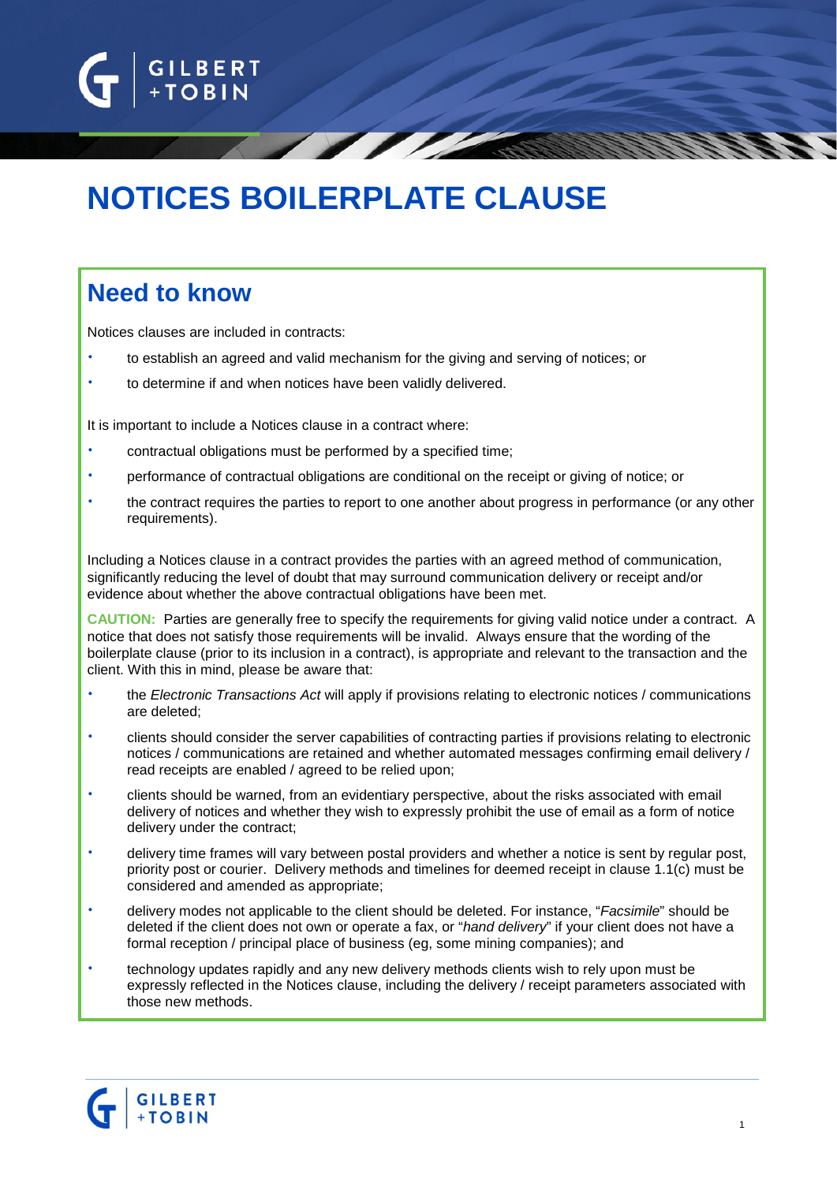# NOTICES BOILERPLATE CLAUSE

## Need to know

Notices clauses are included in contracts:

- to establish an agreed and valid mechanism for the giving and serving of notices; or
- to determine if and when notices have been validly delivered.

It is important to include a Notices clause in a contract where:

- contractual obligations must be performed by a specified time;
- performance of contractual obligations are conditional on the receipt or giving of notice; or
- the contract requires the parties to report to one another about progress in performance (or any other requirements).

Including a Notices clause in a contract provides the parties with an agreed method of communication, significantly reducing the level of doubt that may surround communication delivery or receipt and/or evidence about whether the above contractual obligations have been met.

**CAUTION:** Parties are generally free to specify the requirements for giving valid notice under a contract. A notice that does not satisfy those requirements will be invalid. Always ensure that the wording of the boilerplate clause (prior to its inclusion in a contract), is appropriate and relevant to the transaction and the client. With this in mind, please be aware that:

- the *Electronic Transactions Act* will apply if provisions relating to electronic notices / communications are deleted;
- clients should consider the server capabilities of contracting parties if provisions relating to electronic notices / communications are retained and whether automated messages confirming email delivery / read receipts are enabled / agreed to be relied upon;
- clients should be warned, from an evidentiary perspective, about the risks associated with email delivery of notices and whether they wish to expressly prohibit the use of email as a form of notice delivery under the contract;
- delivery time frames will vary between postal providers and whether a notice is sent by regular post, priority post or courier. Delivery methods and timelines for deemed receipt in clause 1.1(c) must be considered and amended as appropriate;
- delivery modes not applicable to the client should be deleted. For instance, "*Facsimile*" should be deleted if the client does not own or operate a fax, or "*hand delivery*" if your client does not have a formal reception / principal place of business (eg, some mining companies); and
- technology updates rapidly and any new delivery methods clients wish to rely upon must be expressly reflected in the Notices clause, including the delivery / receipt parameters associated with those new methods.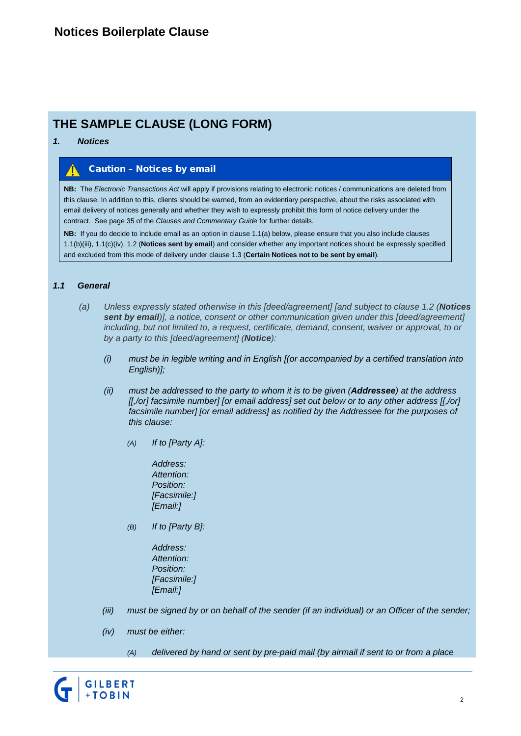# Notices Boilerplate Clause

## THE SAMPLE CLAUSE (LONG FORM)

***1. Notices***

> **Caution – Notices by email**
>
> **NB:** The *Electronic Transactions Act* will apply if provisions relating to electronic notices / communications are deleted from this clause. In addition to this, clients should be warned, from an evidentiary perspective, about the risks associated with email delivery of notices generally and whether they wish to expressly prohibit this form of notice delivery under the contract. See page 35 of the *Clauses and Commentary Guide* for further details.
>
> **NB:** If you do decide to include email as an option in clause 1.1(a) below, please ensure that you also include clauses 1.1(b)(iii), 1.1(c)(iv), 1.2 (**Notices sent by email**) and consider whether any important notices should be expressly specified and excluded from this mode of delivery under clause 1.3 (**Certain Notices not to be sent by email**).

***1.1 General***

*(a) Unless expressly stated otherwise in this [deed/agreement] [and subject to clause 1.2 (**Notices sent by email**)], a notice, consent or other communication given under this [deed/agreement] including, but not limited to, a request, certificate, demand, consent, waiver or approval, to or by a party to this [deed/agreement] (**Notice**):*

*(i) must be in legible writing and in English [(or accompanied by a certified translation into English)];*

*(ii) must be addressed to the party to whom it is to be given (**Addressee**) at the address [[,/or] facsimile number] [or email address] set out below or to any other address [[,/or] facsimile number] [or email address] as notified by the Addressee for the purposes of this clause:*

*(A) If to [Party A]:*

*Address:*
*Attention:*
*Position:*
*[Facsimile:]*
*[Email:]*

*(B) If to [Party B]:*

*Address:*
*Attention:*
*Position:*
*[Facsimile:]*
*[Email:]*

*(iii) must be signed by or on behalf of the sender (if an individual) or an Officer of the sender;*

*(iv) must be either:*

*(A) delivered by hand or sent by pre-paid mail (by airmail if sent to or from a place*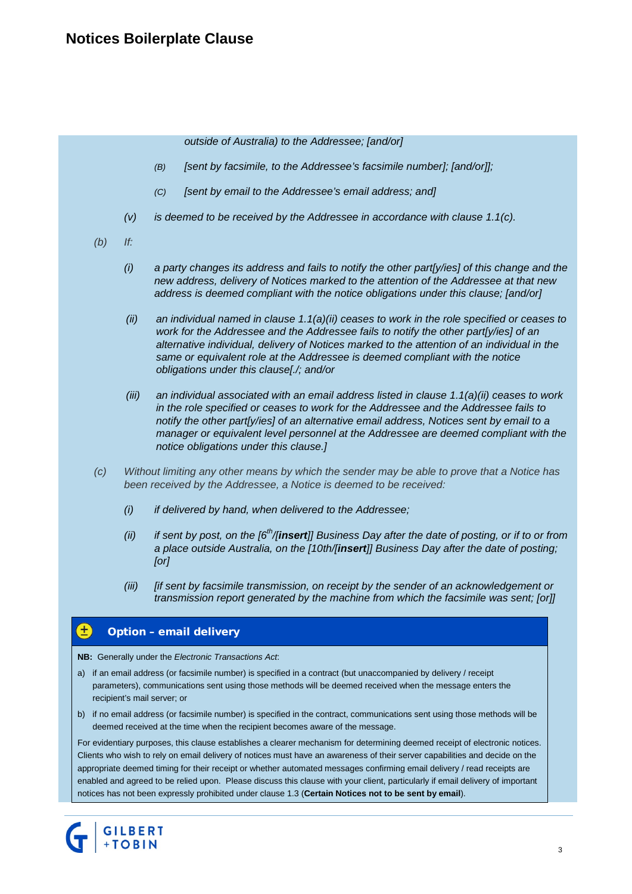*outside of Australia) to the Addressee; [and/or]*

*(B) [sent by facsimile, to the Addressee's facsimile number]; [and/or]];*

*(C) [sent by email to the Addressee's email address; and]*

*(v) is deemed to be received by the Addressee in accordance with clause 1.1(c).*

*(b) If:*

*(i) a party changes its address and fails to notify the other part[y/ies] of this change and the new address, delivery of Notices marked to the attention of the Addressee at that new address is deemed compliant with the notice obligations under this clause; [and/or]*

*(ii) an individual named in clause 1.1(a)(ii) ceases to work in the role specified or ceases to work for the Addressee and the Addressee fails to notify the other part[y/ies] of an alternative individual, delivery of Notices marked to the attention of an individual in the same or equivalent role at the Addressee is deemed compliant with the notice obligations under this clause[./; and/or*

*(iii) an individual associated with an email address listed in clause 1.1(a)(ii) ceases to work in the role specified or ceases to work for the Addressee and the Addressee fails to notify the other part[y/ies] of an alternative email address, Notices sent by email to a manager or equivalent level personnel at the Addressee are deemed compliant with the notice obligations under this clause.]*

*(c) Without limiting any other means by which the sender may be able to prove that a Notice has been received by the Addressee, a Notice is deemed to be received:*

*(i) if delivered by hand, when delivered to the Addressee;*

*(ii) if sent by post, on the [6th/[**insert**]] Business Day after the date of posting, or if to or from a place outside Australia, on the [10th/[**insert**]] Business Day after the date of posting; [or]*

*(iii) [if sent by facsimile transmission, on receipt by the sender of an acknowledgement or transmission report generated by the machine from which the facsimile was sent; [or]]*

### ± Option – email delivery

**NB:** Generally under the *Electronic Transactions Act*:

a) if an email address (or facsimile number) is specified in a contract (but unaccompanied by delivery / receipt parameters), communications sent using those methods will be deemed received when the message enters the recipient's mail server; or

b) if no email address (or facsimile number) is specified in the contract, communications sent using those methods will be deemed received at the time when the recipient becomes aware of the message.

For evidentiary purposes, this clause establishes a clearer mechanism for determining deemed receipt of electronic notices. Clients who wish to rely on email delivery of notices must have an awareness of their server capabilities and decide on the appropriate deemed timing for their receipt or whether automated messages confirming email delivery / read receipts are enabled and agreed to be relied upon. Please discuss this clause with your client, particularly if email delivery of important notices has not been expressly prohibited under clause 1.3 (**Certain Notices not to be sent by email**).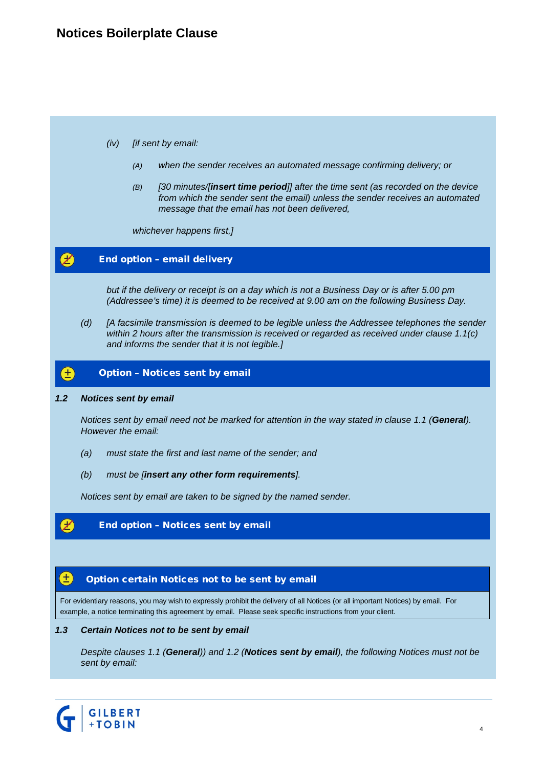(iv) *[if sent by email:*

(A) *when the sender receives an automated message confirming delivery; or*

(B) *[30 minutes/[**insert time period**]] after the time sent (as recorded on the device from which the sender sent the email) unless the sender receives an automated message that the email has not been delivered,*

*whichever happens first,]*

**End option – email delivery**

*but if the delivery or receipt is on a day which is not a Business Day or is after 5.00 pm (Addressee's time) it is deemed to be received at 9.00 am on the following Business Day.*

(d) *[A facsimile transmission is deemed to be legible unless the Addressee telephones the sender within 2 hours after the transmission is received or regarded as received under clause 1.1(c) and informs the sender that it is not legible.]*

**Option – Notices sent by email**

### *1.2 Notices sent by email*

*Notices sent by email need not be marked for attention in the way stated in clause 1.1 (**General**). However the email:*

(a) *must state the first and last name of the sender; and*

(b) *must be [**insert any other form requirements**].*

*Notices sent by email are taken to be signed by the named sender.*

**End option – Notices sent by email**

**Option certain Notices not to be sent by email**

For evidentiary reasons, you may wish to expressly prohibit the delivery of all Notices (or all important Notices) by email. For example, a notice terminating this agreement by email. Please seek specific instructions from your client.

### *1.3 Certain Notices not to be sent by email*

*Despite clauses 1.1 (**General**)) and 1.2 (**Notices sent by email**), the following Notices must not be sent by email:*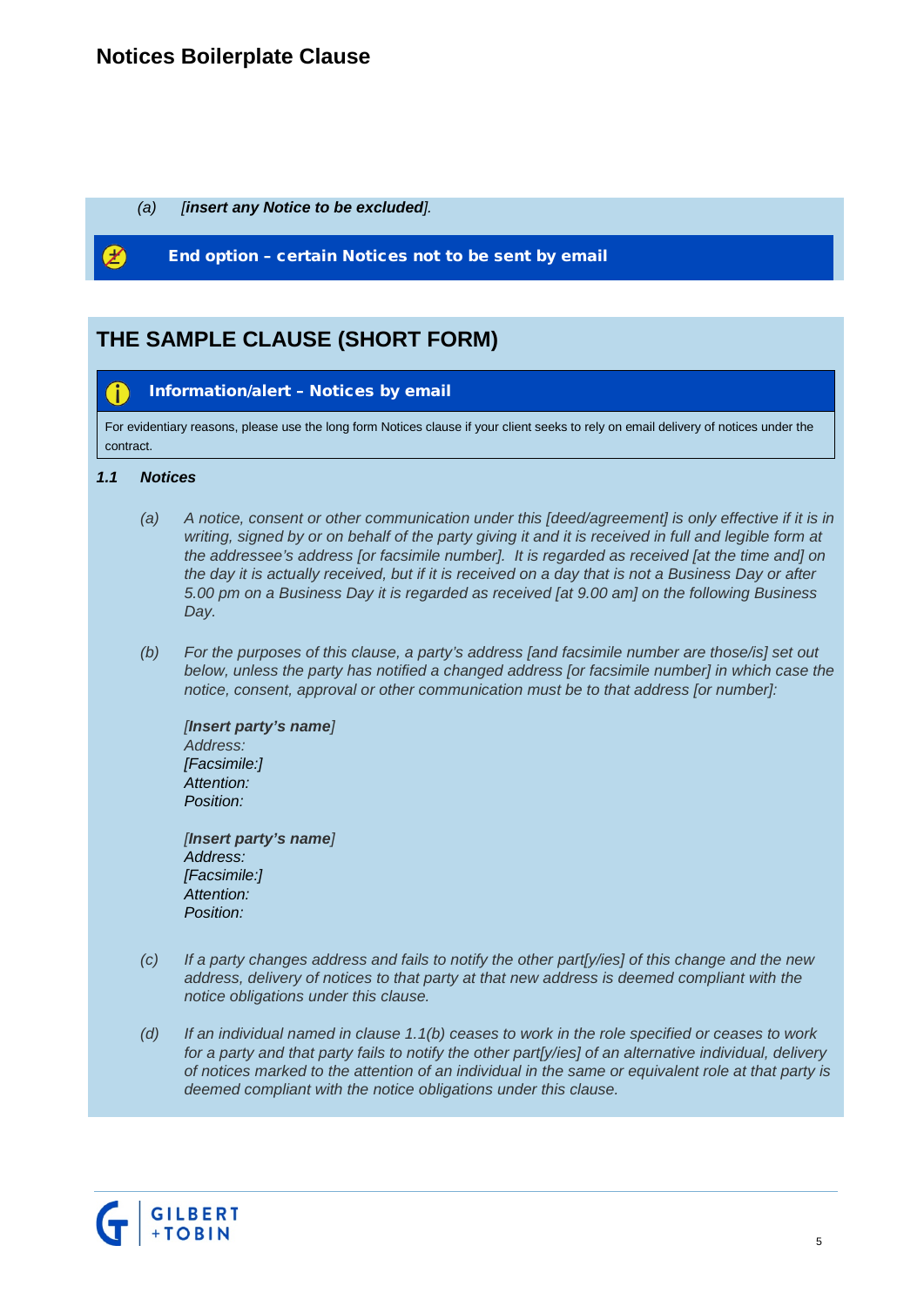(a) *[**insert any Notice to be excluded**].*

**End option – certain Notices not to be sent by email**

## THE SAMPLE CLAUSE (SHORT FORM)

**Information/alert – Notices by email**

For evidentiary reasons, please use the long form Notices clause if your client seeks to rely on email delivery of notices under the contract.

***1.1 Notices***

*(a) A notice, consent or other communication under this [deed/agreement] is only effective if it is in writing, signed by or on behalf of the party giving it and it is received in full and legible form at the addressee's address [or facsimile number]. It is regarded as received [at the time and] on the day it is actually received, but if it is received on a day that is not a Business Day or after 5.00 pm on a Business Day it is regarded as received [at 9.00 am] on the following Business Day.*

*(b) For the purposes of this clause, a party's address [and facsimile number are those/is] set out below, unless the party has notified a changed address [or facsimile number] in which case the notice, consent, approval or other communication must be to that address [or number]:*

*[**Insert party's name**]*
*Address:*
*[Facsimile:]*
*Attention:*
*Position:*

*[**Insert party's name**]*
*Address:*
*[Facsimile:]*
*Attention:*
*Position:*

*(c) If a party changes address and fails to notify the other part[y/ies] of this change and the new address, delivery of notices to that party at that new address is deemed compliant with the notice obligations under this clause.*

*(d) If an individual named in clause 1.1(b) ceases to work in the role specified or ceases to work for a party and that party fails to notify the other part[y/ies] of an alternative individual, delivery of notices marked to the attention of an individual in the same or equivalent role at that party is deemed compliant with the notice obligations under this clause.*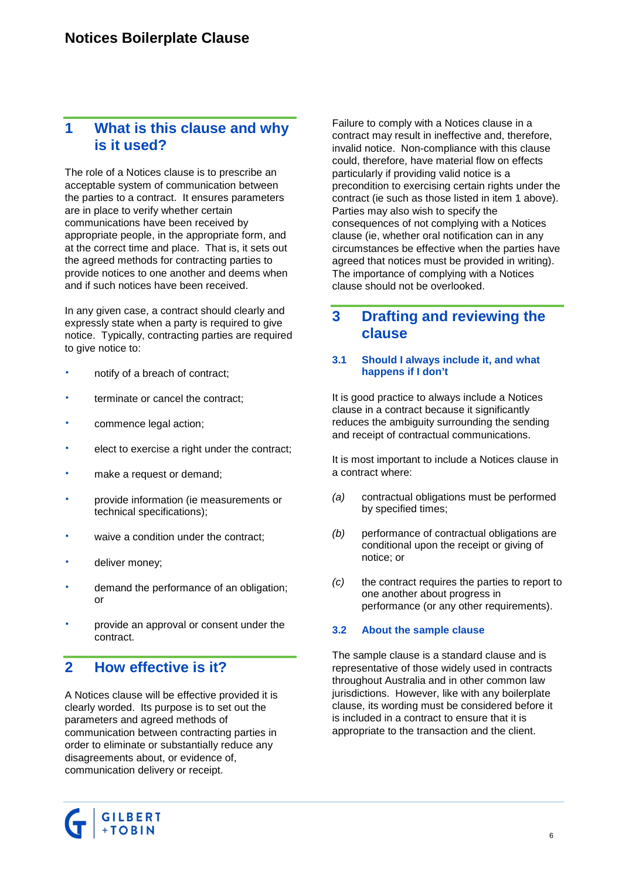# Notices Boilerplate Clause

## 1 What is this clause and why is it used?

The role of a Notices clause is to prescribe an acceptable system of communication between the parties to a contract. It ensures parameters are in place to verify whether certain communications have been received by appropriate people, in the appropriate form, and at the correct time and place. That is, it sets out the agreed methods for contracting parties to provide notices to one another and deems when and if such notices have been received.

In any given case, a contract should clearly and expressly state when a party is required to give notice. Typically, contracting parties are required to give notice to:

- notify of a breach of contract;
- terminate or cancel the contract;
- commence legal action;
- elect to exercise a right under the contract;
- make a request or demand;
- provide information (ie measurements or technical specifications);
- waive a condition under the contract;
- deliver money;
- demand the performance of an obligation; or
- provide an approval or consent under the contract.

## 2 How effective is it?

A Notices clause will be effective provided it is clearly worded. Its purpose is to set out the parameters and agreed methods of communication between contracting parties in order to eliminate or substantially reduce any disagreements about, or evidence of, communication delivery or receipt.

Failure to comply with a Notices clause in a contract may result in ineffective and, therefore, invalid notice. Non-compliance with this clause could, therefore, have material flow on effects particularly if providing valid notice is a precondition to exercising certain rights under the contract (ie such as those listed in item 1 above). Parties may also wish to specify the consequences of not complying with a Notices clause (ie, whether oral notification can in any circumstances be effective when the parties have agreed that notices must be provided in writing). The importance of complying with a Notices clause should not be overlooked.

## 3 Drafting and reviewing the clause

### 3.1 Should I always include it, and what happens if I don't

It is good practice to always include a Notices clause in a contract because it significantly reduces the ambiguity surrounding the sending and receipt of contractual communications.

It is most important to include a Notices clause in a contract where:

*(a)* contractual obligations must be performed by specified times;

*(b)* performance of contractual obligations are conditional upon the receipt or giving of notice; or

*(c)* the contract requires the parties to report to one another about progress in performance (or any other requirements).

### 3.2 About the sample clause

The sample clause is a standard clause and is representative of those widely used in contracts throughout Australia and in other common law jurisdictions. However, like with any boilerplate clause, its wording must be considered before it is included in a contract to ensure that it is appropriate to the transaction and the client.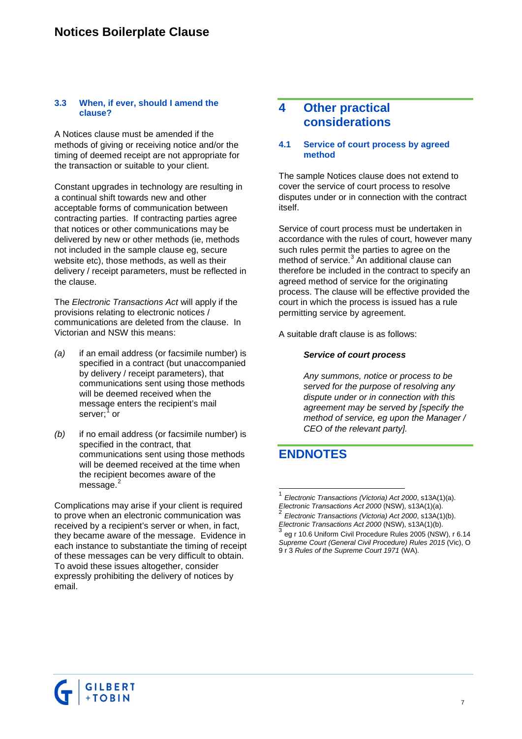### 3.3 When, if ever, should I amend the clause?

A Notices clause must be amended if the methods of giving or receiving notice and/or the timing of deemed receipt are not appropriate for the transaction or suitable to your client.

Constant upgrades in technology are resulting in a continual shift towards new and other acceptable forms of communication between contracting parties. If contracting parties agree that notices or other communications may be delivered by new or other methods (ie, methods not included in the sample clause eg, secure website etc), those methods, as well as their delivery / receipt parameters, must be reflected in the clause.

The *Electronic Transactions Act* will apply if the provisions relating to electronic notices / communications are deleted from the clause. In Victorian and NSW this means:

*(a)* if an email address (or facsimile number) is specified in a contract (but unaccompanied by delivery / receipt parameters), that communications sent using those methods will be deemed received when the message enters the recipient's mail server;[1] or

*(b)* if no email address (or facsimile number) is specified in the contract, that communications sent using those methods will be deemed received at the time when the recipient becomes aware of the message.[2]

Complications may arise if your client is required to prove when an electronic communication was received by a recipient's server or when, in fact, they became aware of the message. Evidence in each instance to substantiate the timing of receipt of these messages can be very difficult to obtain. To avoid these issues altogether, consider expressly prohibiting the delivery of notices by email.

## 4 Other practical considerations

### 4.1 Service of court process by agreed method

The sample Notices clause does not extend to cover the service of court process to resolve disputes under or in connection with the contract itself.

Service of court process must be undertaken in accordance with the rules of court, however many such rules permit the parties to agree on the method of service.[3] An additional clause can therefore be included in the contract to specify an agreed method of service for the originating process. The clause will be effective provided the court in which the process is issued has a rule permitting service by agreement.

A suitable draft clause is as follows:

> ***Service of court process***
>
> *Any summons, notice or process to be served for the purpose of resolving any dispute under or in connection with this agreement may be served by [specify the method of service, eg upon the Manager / CEO of the relevant party].*

## ENDNOTES

[1] *Electronic Transactions (Victoria) Act 2000*, s13A(1)(a). *Electronic Transactions Act 2000* (NSW), s13A(1)(a).

[2] *Electronic Transactions (Victoria) Act 2000*, s13A(1)(b). *Electronic Transactions Act 2000* (NSW), s13A(1)(b).

[3] eg r 10.6 Uniform Civil Procedure Rules 2005 (NSW), r 6.14 *Supreme Court (General Civil Procedure) Rules 2015* (Vic), O 9 r 3 *Rules of the Supreme Court 1971* (WA).